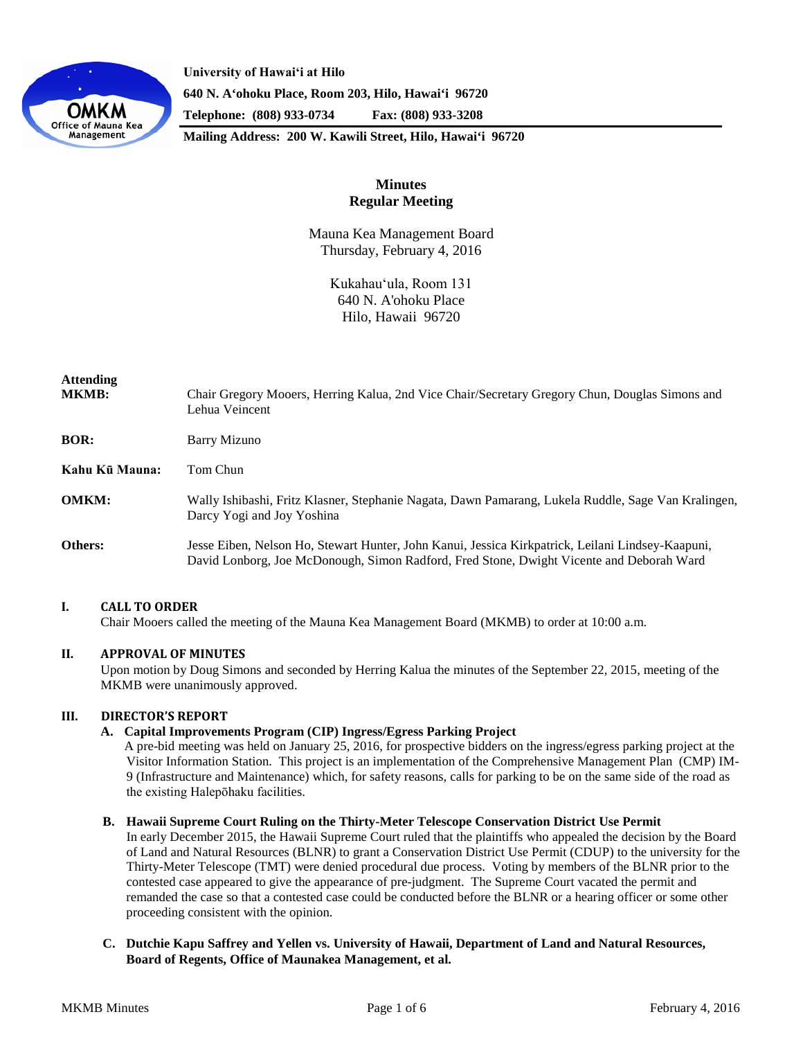**University of Hawaiʻi at Hilo**
**640 N. Aʻohoku Place, Room 203, Hilo, Hawaiʻi 96720**
**Telephone: (808) 933-0734 Fax: (808) 933-3208**
**Mailing Address: 200 W. Kawili Street, Hilo, Hawaiʻi 96720**

# Minutes
## Regular Meeting

Mauna Kea Management Board
Thursday, February 4, 2016

Kukahauʻula, Room 131
640 N. A'ohoku Place
Hilo, Hawaii 96720

**Attending**

**MKMB:** Chair Gregory Mooers, Herring Kalua, 2nd Vice Chair/Secretary Gregory Chun, Douglas Simons and Lehua Veincent

**BOR:** Barry Mizuno

**Kahu Kū Mauna:** Tom Chun

**OMKM:** Wally Ishibashi, Fritz Klasner, Stephanie Nagata, Dawn Pamarang, Lukela Ruddle, Sage Van Kralingen, Darcy Yogi and Joy Yoshina

**Others:** Jesse Eiben, Nelson Ho, Stewart Hunter, John Kanui, Jessica Kirkpatrick, Leilani Lindsey-Kaapuni, David Lonborg, Joe McDonough, Simon Radford, Fred Stone, Dwight Vicente and Deborah Ward

### I. CALL TO ORDER

Chair Mooers called the meeting of the Mauna Kea Management Board (MKMB) to order at 10:00 a.m.

### II. APPROVAL OF MINUTES

Upon motion by Doug Simons and seconded by Herring Kalua the minutes of the September 22, 2015, meeting of the MKMB were unanimously approved.

### III. DIRECTOR'S REPORT

**A. Capital Improvements Program (CIP) Ingress/Egress Parking Project**

A pre-bid meeting was held on January 25, 2016, for prospective bidders on the ingress/egress parking project at the Visitor Information Station. This project is an implementation of the Comprehensive Management Plan (CMP) IM-9 (Infrastructure and Maintenance) which, for safety reasons, calls for parking to be on the same side of the road as the existing Halepōhaku facilities.

**B. Hawaii Supreme Court Ruling on the Thirty-Meter Telescope Conservation District Use Permit**

In early December 2015, the Hawaii Supreme Court ruled that the plaintiffs who appealed the decision by the Board of Land and Natural Resources (BLNR) to grant a Conservation District Use Permit (CDUP) to the university for the Thirty-Meter Telescope (TMT) were denied procedural due process. Voting by members of the BLNR prior to the contested case appeared to give the appearance of pre-judgment. The Supreme Court vacated the permit and remanded the case so that a contested case could be conducted before the BLNR or a hearing officer or some other proceeding consistent with the opinion.

**C. Dutchie Kapu Saffrey and Yellen vs. University of Hawaii, Department of Land and Natural Resources, Board of Regents, Office of Maunakea Management, et al.**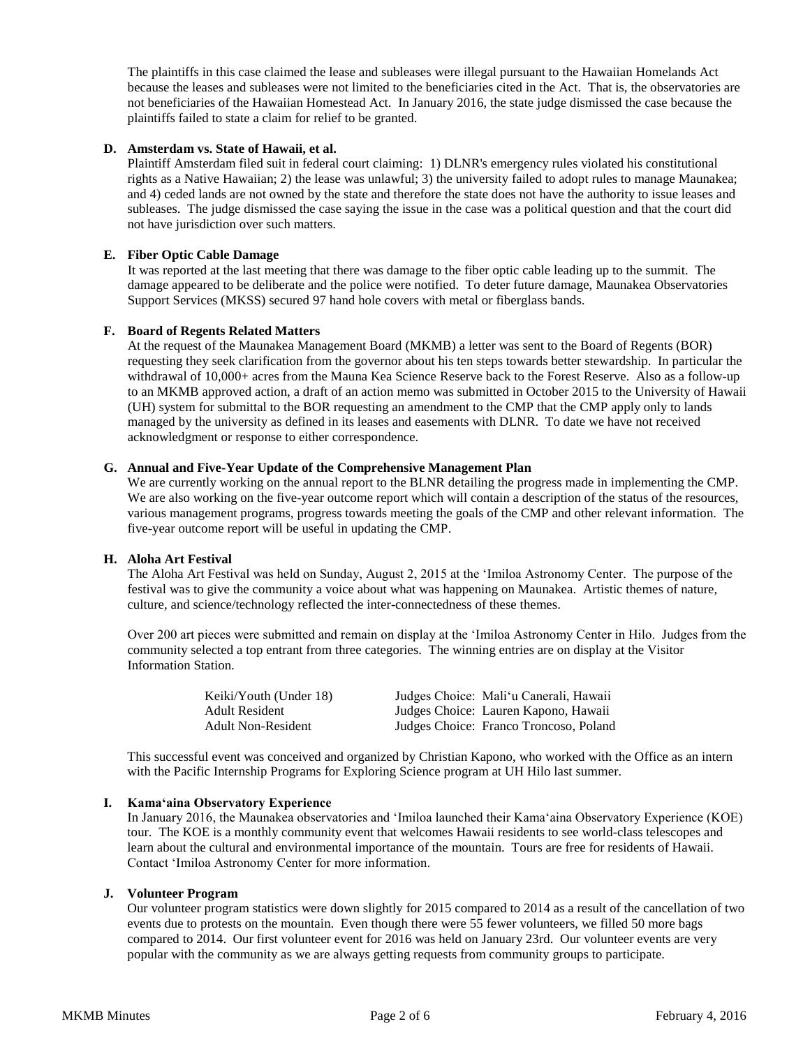The plaintiffs in this case claimed the lease and subleases were illegal pursuant to the Hawaiian Homelands Act because the leases and subleases were not limited to the beneficiaries cited in the Act. That is, the observatories are not beneficiaries of the Hawaiian Homestead Act. In January 2016, the state judge dismissed the case because the plaintiffs failed to state a claim for relief to be granted.

**D. Amsterdam vs. State of Hawaii, et al.**

Plaintiff Amsterdam filed suit in federal court claiming: 1) DLNR's emergency rules violated his constitutional rights as a Native Hawaiian; 2) the lease was unlawful; 3) the university failed to adopt rules to manage Maunakea; and 4) ceded lands are not owned by the state and therefore the state does not have the authority to issue leases and subleases. The judge dismissed the case saying the issue in the case was a political question and that the court did not have jurisdiction over such matters.

**E. Fiber Optic Cable Damage**

It was reported at the last meeting that there was damage to the fiber optic cable leading up to the summit. The damage appeared to be deliberate and the police were notified. To deter future damage, Maunakea Observatories Support Services (MKSS) secured 97 hand hole covers with metal or fiberglass bands.

**F. Board of Regents Related Matters**

At the request of the Maunakea Management Board (MKMB) a letter was sent to the Board of Regents (BOR) requesting they seek clarification from the governor about his ten steps towards better stewardship. In particular the withdrawal of 10,000+ acres from the Mauna Kea Science Reserve back to the Forest Reserve. Also as a follow-up to an MKMB approved action, a draft of an action memo was submitted in October 2015 to the University of Hawaii (UH) system for submittal to the BOR requesting an amendment to the CMP that the CMP apply only to lands managed by the university as defined in its leases and easements with DLNR. To date we have not received acknowledgment or response to either correspondence.

**G. Annual and Five-Year Update of the Comprehensive Management Plan**

We are currently working on the annual report to the BLNR detailing the progress made in implementing the CMP. We are also working on the five-year outcome report which will contain a description of the status of the resources, various management programs, progress towards meeting the goals of the CMP and other relevant information. The five-year outcome report will be useful in updating the CMP.

**H. Aloha Art Festival**

The Aloha Art Festival was held on Sunday, August 2, 2015 at the ʻImiloa Astronomy Center. The purpose of the festival was to give the community a voice about what was happening on Maunakea. Artistic themes of nature, culture, and science/technology reflected the inter-connectedness of these themes.

Over 200 art pieces were submitted and remain on display at the ʻImiloa Astronomy Center in Hilo. Judges from the community selected a top entrant from three categories. The winning entries are on display at the Visitor Information Station.

| | |
|---|---|
| Keiki/Youth (Under 18) | Judges Choice: Maliʻu Canerali, Hawaii |
| Adult Resident | Judges Choice: Lauren Kapono, Hawaii |
| Adult Non-Resident | Judges Choice: Franco Troncoso, Poland |

This successful event was conceived and organized by Christian Kapono, who worked with the Office as an intern with the Pacific Internship Programs for Exploring Science program at UH Hilo last summer.

**I. Kamaʻaina Observatory Experience**

In January 2016, the Maunakea observatories and ʻImiloa launched their Kamaʻaina Observatory Experience (KOE) tour. The KOE is a monthly community event that welcomes Hawaii residents to see world-class telescopes and learn about the cultural and environmental importance of the mountain. Tours are free for residents of Hawaii. Contact ʻImiloa Astronomy Center for more information.

**J. Volunteer Program**

Our volunteer program statistics were down slightly for 2015 compared to 2014 as a result of the cancellation of two events due to protests on the mountain. Even though there were 55 fewer volunteers, we filled 50 more bags compared to 2014. Our first volunteer event for 2016 was held on January 23rd. Our volunteer events are very popular with the community as we are always getting requests from community groups to participate.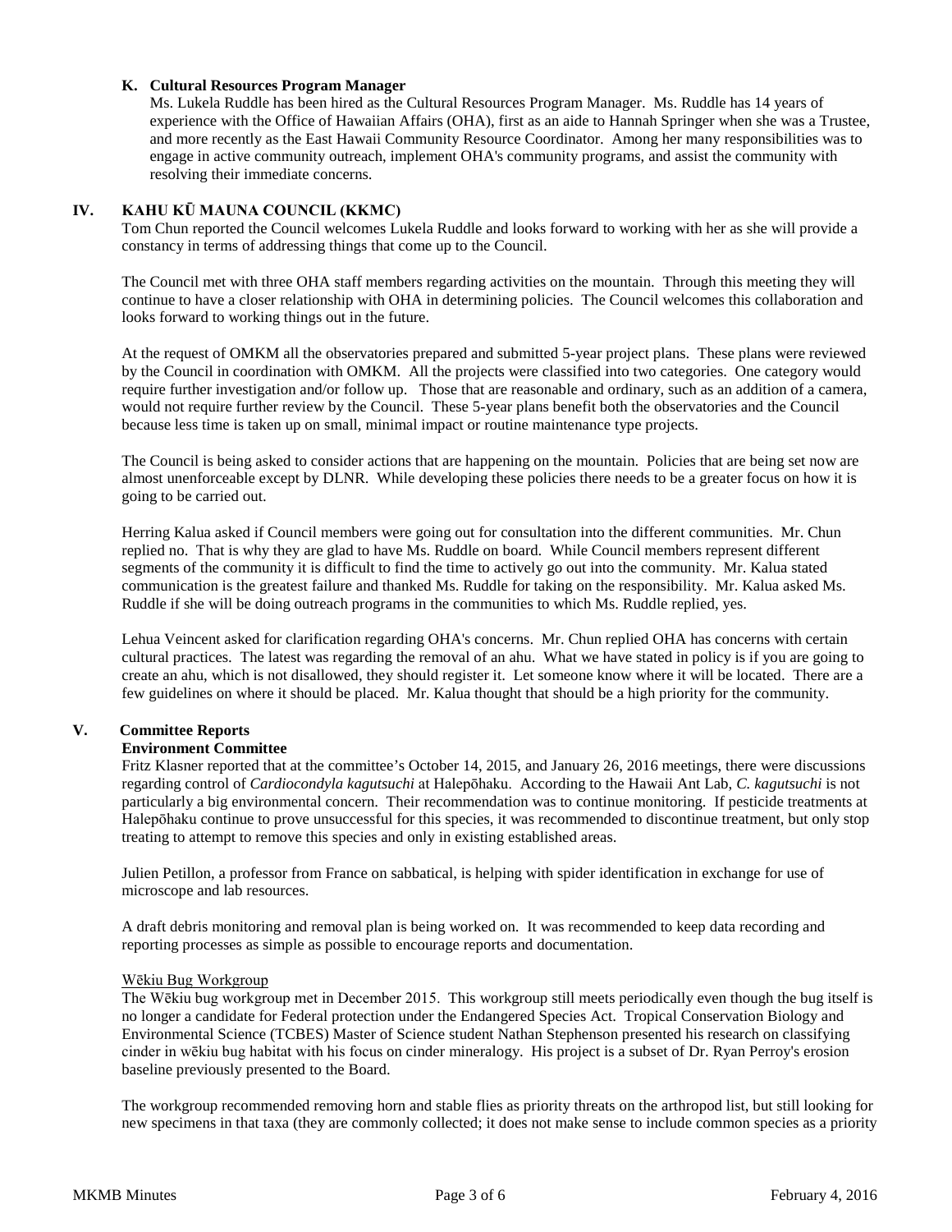### K. Cultural Resources Program Manager

Ms. Lukela Ruddle has been hired as the Cultural Resources Program Manager. Ms. Ruddle has 14 years of experience with the Office of Hawaiian Affairs (OHA), first as an aide to Hannah Springer when she was a Trustee, and more recently as the East Hawaii Community Resource Coordinator. Among her many responsibilities was to engage in active community outreach, implement OHA's community programs, and assist the community with resolving their immediate concerns.

## IV. KAHU KŪ MAUNA COUNCIL (KKMC)

Tom Chun reported the Council welcomes Lukela Ruddle and looks forward to working with her as she will provide a constancy in terms of addressing things that come up to the Council.

The Council met with three OHA staff members regarding activities on the mountain. Through this meeting they will continue to have a closer relationship with OHA in determining policies. The Council welcomes this collaboration and looks forward to working things out in the future.

At the request of OMKM all the observatories prepared and submitted 5-year project plans. These plans were reviewed by the Council in coordination with OMKM. All the projects were classified into two categories. One category would require further investigation and/or follow up. Those that are reasonable and ordinary, such as an addition of a camera, would not require further review by the Council. These 5-year plans benefit both the observatories and the Council because less time is taken up on small, minimal impact or routine maintenance type projects.

The Council is being asked to consider actions that are happening on the mountain. Policies that are being set now are almost unenforceable except by DLNR. While developing these policies there needs to be a greater focus on how it is going to be carried out.

Herring Kalua asked if Council members were going out for consultation into the different communities. Mr. Chun replied no. That is why they are glad to have Ms. Ruddle on board. While Council members represent different segments of the community it is difficult to find the time to actively go out into the community. Mr. Kalua stated communication is the greatest failure and thanked Ms. Ruddle for taking on the responsibility. Mr. Kalua asked Ms. Ruddle if she will be doing outreach programs in the communities to which Ms. Ruddle replied, yes.

Lehua Veincent asked for clarification regarding OHA's concerns. Mr. Chun replied OHA has concerns with certain cultural practices. The latest was regarding the removal of an ahu. What we have stated in policy is if you are going to create an ahu, which is not disallowed, they should register it. Let someone know where it will be located. There are a few guidelines on where it should be placed. Mr. Kalua thought that should be a high priority for the community.

## V. Committee Reports

### Environment Committee

Fritz Klasner reported that at the committee's October 14, 2015, and January 26, 2016 meetings, there were discussions regarding control of *Cardiocondyla kagutsuchi* at Halepōhaku. According to the Hawaii Ant Lab, *C. kagutsuchi* is not particularly a big environmental concern. Their recommendation was to continue monitoring. If pesticide treatments at Halepōhaku continue to prove unsuccessful for this species, it was recommended to discontinue treatment, but only stop treating to attempt to remove this species and only in existing established areas.

Julien Petillon, a professor from France on sabbatical, is helping with spider identification in exchange for use of microscope and lab resources.

A draft debris monitoring and removal plan is being worked on. It was recommended to keep data recording and reporting processes as simple as possible to encourage reports and documentation.

Wēkiu Bug Workgroup

The Wēkiu bug workgroup met in December 2015. This workgroup still meets periodically even though the bug itself is no longer a candidate for Federal protection under the Endangered Species Act. Tropical Conservation Biology and Environmental Science (TCBES) Master of Science student Nathan Stephenson presented his research on classifying cinder in wēkiu bug habitat with his focus on cinder mineralogy. His project is a subset of Dr. Ryan Perroy's erosion baseline previously presented to the Board.

The workgroup recommended removing horn and stable flies as priority threats on the arthropod list, but still looking for new specimens in that taxa (they are commonly collected; it does not make sense to include common species as a priority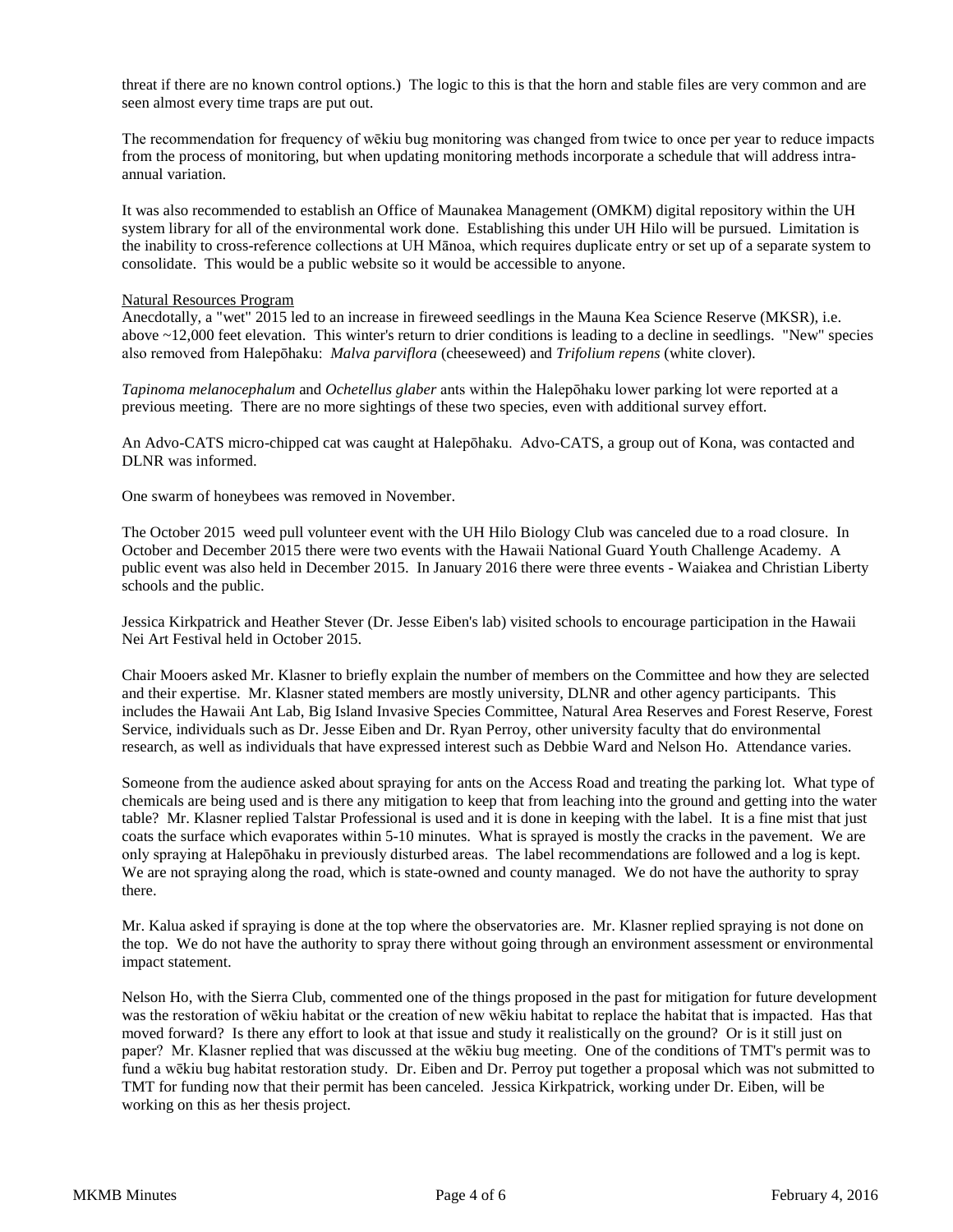threat if there are no known control options.) The logic to this is that the horn and stable files are very common and are seen almost every time traps are put out.

The recommendation for frequency of wēkiu bug monitoring was changed from twice to once per year to reduce impacts from the process of monitoring, but when updating monitoring methods incorporate a schedule that will address intra-annual variation.

It was also recommended to establish an Office of Maunakea Management (OMKM) digital repository within the UH system library for all of the environmental work done. Establishing this under UH Hilo will be pursued. Limitation is the inability to cross-reference collections at UH Mānoa, which requires duplicate entry or set up of a separate system to consolidate. This would be a public website so it would be accessible to anyone.

<u>Natural Resources Program</u>

Anecdotally, a "wet" 2015 led to an increase in fireweed seedlings in the Mauna Kea Science Reserve (MKSR), i.e. above ~12,000 feet elevation. This winter's return to drier conditions is leading to a decline in seedlings. "New" species also removed from Halepōhaku: *Malva parviflora* (cheeseweed) and *Trifolium repens* (white clover).

*Tapinoma melanocephalum* and *Ochetellus glaber* ants within the Halepōhaku lower parking lot were reported at a previous meeting. There are no more sightings of these two species, even with additional survey effort.

An Advo-CATS micro-chipped cat was caught at Halepōhaku. Advo-CATS, a group out of Kona, was contacted and DLNR was informed.

One swarm of honeybees was removed in November.

The October 2015 weed pull volunteer event with the UH Hilo Biology Club was canceled due to a road closure. In October and December 2015 there were two events with the Hawaii National Guard Youth Challenge Academy. A public event was also held in December 2015. In January 2016 there were three events - Waiakea and Christian Liberty schools and the public.

Jessica Kirkpatrick and Heather Stever (Dr. Jesse Eiben's lab) visited schools to encourage participation in the Hawaii Nei Art Festival held in October 2015.

Chair Mooers asked Mr. Klasner to briefly explain the number of members on the Committee and how they are selected and their expertise. Mr. Klasner stated members are mostly university, DLNR and other agency participants. This includes the Hawaii Ant Lab, Big Island Invasive Species Committee, Natural Area Reserves and Forest Reserve, Forest Service, individuals such as Dr. Jesse Eiben and Dr. Ryan Perroy, other university faculty that do environmental research, as well as individuals that have expressed interest such as Debbie Ward and Nelson Ho. Attendance varies.

Someone from the audience asked about spraying for ants on the Access Road and treating the parking lot. What type of chemicals are being used and is there any mitigation to keep that from leaching into the ground and getting into the water table? Mr. Klasner replied Talstar Professional is used and it is done in keeping with the label. It is a fine mist that just coats the surface which evaporates within 5-10 minutes. What is sprayed is mostly the cracks in the pavement. We are only spraying at Halepōhaku in previously disturbed areas. The label recommendations are followed and a log is kept. We are not spraying along the road, which is state-owned and county managed. We do not have the authority to spray there.

Mr. Kalua asked if spraying is done at the top where the observatories are. Mr. Klasner replied spraying is not done on the top. We do not have the authority to spray there without going through an environment assessment or environmental impact statement.

Nelson Ho, with the Sierra Club, commented one of the things proposed in the past for mitigation for future development was the restoration of wēkiu habitat or the creation of new wēkiu habitat to replace the habitat that is impacted. Has that moved forward? Is there any effort to look at that issue and study it realistically on the ground? Or is it still just on paper? Mr. Klasner replied that was discussed at the wēkiu bug meeting. One of the conditions of TMT's permit was to fund a wēkiu bug habitat restoration study. Dr. Eiben and Dr. Perroy put together a proposal which was not submitted to TMT for funding now that their permit has been canceled. Jessica Kirkpatrick, working under Dr. Eiben, will be working on this as her thesis project.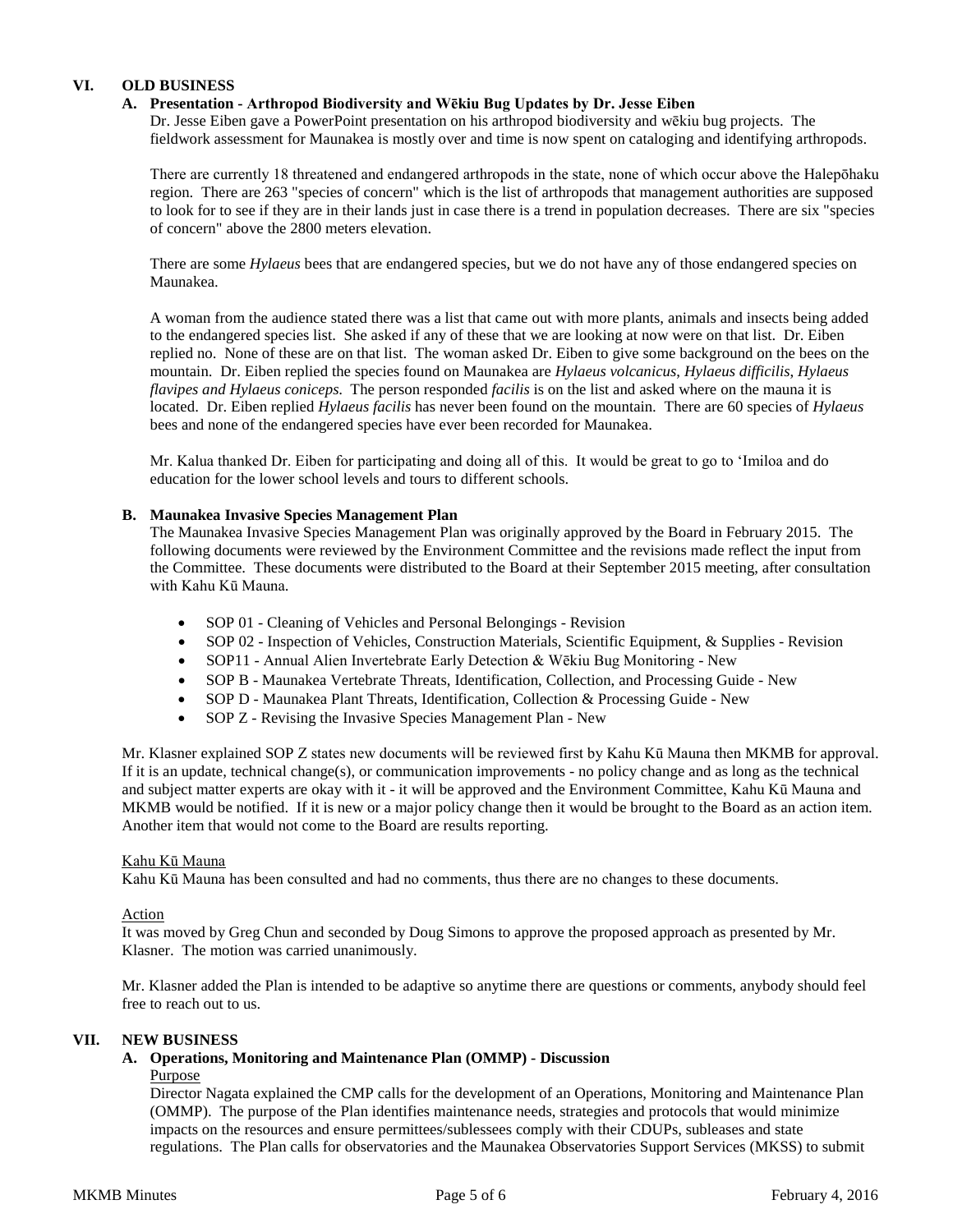## VI. OLD BUSINESS

### A. Presentation - Arthropod Biodiversity and Wēkiu Bug Updates by Dr. Jesse Eiben

Dr. Jesse Eiben gave a PowerPoint presentation on his arthropod biodiversity and wēkiu bug projects. The fieldwork assessment for Maunakea is mostly over and time is now spent on cataloging and identifying arthropods.

There are currently 18 threatened and endangered arthropods in the state, none of which occur above the Halepōhaku region. There are 263 "species of concern" which is the list of arthropods that management authorities are supposed to look for to see if they are in their lands just in case there is a trend in population decreases. There are six "species of concern" above the 2800 meters elevation.

There are some *Hylaeus* bees that are endangered species, but we do not have any of those endangered species on Maunakea.

A woman from the audience stated there was a list that came out with more plants, animals and insects being added to the endangered species list. She asked if any of these that we are looking at now were on that list. Dr. Eiben replied no. None of these are on that list. The woman asked Dr. Eiben to give some background on the bees on the mountain. Dr. Eiben replied the species found on Maunakea are *Hylaeus volcanicus, Hylaeus difficilis, Hylaeus flavipes and Hylaeus coniceps.* The person responded *facilis* is on the list and asked where on the mauna it is located. Dr. Eiben replied *Hylaeus facilis* has never been found on the mountain. There are 60 species of *Hylaeus* bees and none of the endangered species have ever been recorded for Maunakea.

Mr. Kalua thanked Dr. Eiben for participating and doing all of this. It would be great to go to ʻImiloa and do education for the lower school levels and tours to different schools.

### B. Maunakea Invasive Species Management Plan

The Maunakea Invasive Species Management Plan was originally approved by the Board in February 2015. The following documents were reviewed by the Environment Committee and the revisions made reflect the input from the Committee. These documents were distributed to the Board at their September 2015 meeting, after consultation with Kahu Kū Mauna.

- SOP 01 - Cleaning of Vehicles and Personal Belongings - Revision
- SOP 02 - Inspection of Vehicles, Construction Materials, Scientific Equipment, & Supplies - Revision
- SOP11 - Annual Alien Invertebrate Early Detection & Wēkiu Bug Monitoring - New
- SOP B - Maunakea Vertebrate Threats, Identification, Collection, and Processing Guide - New
- SOP D - Maunakea Plant Threats, Identification, Collection & Processing Guide - New
- SOP Z - Revising the Invasive Species Management Plan - New

Mr. Klasner explained SOP Z states new documents will be reviewed first by Kahu Kū Mauna then MKMB for approval. If it is an update, technical change(s), or communication improvements - no policy change and as long as the technical and subject matter experts are okay with it - it will be approved and the Environment Committee, Kahu Kū Mauna and MKMB would be notified. If it is new or a major policy change then it would be brought to the Board as an action item. Another item that would not come to the Board are results reporting.

Kahu Kū Mauna

Kahu Kū Mauna has been consulted and had no comments, thus there are no changes to these documents.

Action

It was moved by Greg Chun and seconded by Doug Simons to approve the proposed approach as presented by Mr. Klasner. The motion was carried unanimously.

Mr. Klasner added the Plan is intended to be adaptive so anytime there are questions or comments, anybody should feel free to reach out to us.

## VII. NEW BUSINESS

### A. Operations, Monitoring and Maintenance Plan (OMMP) - Discussion

Purpose

Director Nagata explained the CMP calls for the development of an Operations, Monitoring and Maintenance Plan (OMMP). The purpose of the Plan identifies maintenance needs, strategies and protocols that would minimize impacts on the resources and ensure permittees/sublessees comply with their CDUPs, subleases and state regulations. The Plan calls for observatories and the Maunakea Observatories Support Services (MKSS) to submit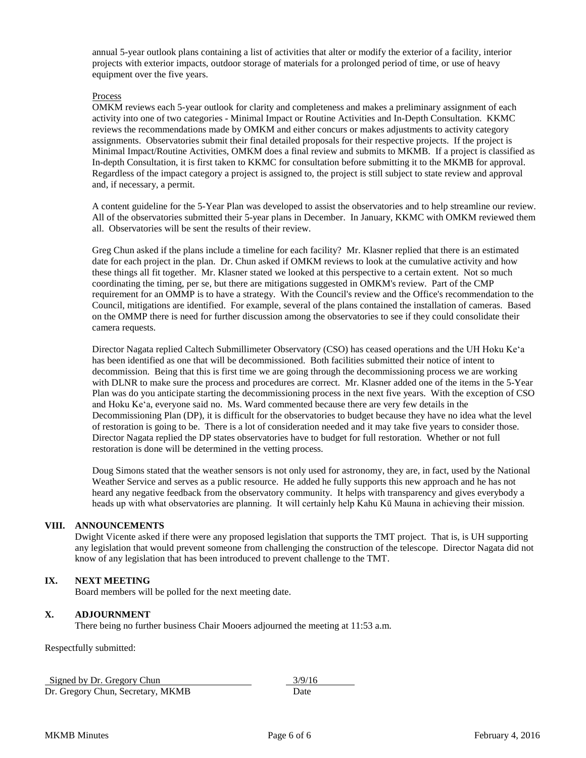annual 5-year outlook plans containing a list of activities that alter or modify the exterior of a facility, interior projects with exterior impacts, outdoor storage of materials for a prolonged period of time, or use of heavy equipment over the five years.

Process

OMKM reviews each 5-year outlook for clarity and completeness and makes a preliminary assignment of each activity into one of two categories - Minimal Impact or Routine Activities and In-Depth Consultation. KKMC reviews the recommendations made by OMKM and either concurs or makes adjustments to activity category assignments. Observatories submit their final detailed proposals for their respective projects. If the project is Minimal Impact/Routine Activities, OMKM does a final review and submits to MKMB. If a project is classified as In-depth Consultation, it is first taken to KKMC for consultation before submitting it to the MKMB for approval. Regardless of the impact category a project is assigned to, the project is still subject to state review and approval and, if necessary, a permit.

A content guideline for the 5-Year Plan was developed to assist the observatories and to help streamline our review. All of the observatories submitted their 5-year plans in December. In January, KKMC with OMKM reviewed them all. Observatories will be sent the results of their review.

Greg Chun asked if the plans include a timeline for each facility? Mr. Klasner replied that there is an estimated date for each project in the plan. Dr. Chun asked if OMKM reviews to look at the cumulative activity and how these things all fit together. Mr. Klasner stated we looked at this perspective to a certain extent. Not so much coordinating the timing, per se, but there are mitigations suggested in OMKM's review. Part of the CMP requirement for an OMMP is to have a strategy. With the Council's review and the Office's recommendation to the Council, mitigations are identified. For example, several of the plans contained the installation of cameras. Based on the OMMP there is need for further discussion among the observatories to see if they could consolidate their camera requests.

Director Nagata replied Caltech Submillimeter Observatory (CSO) has ceased operations and the UH Hoku Keʻa has been identified as one that will be decommissioned. Both facilities submitted their notice of intent to decommission. Being that this is first time we are going through the decommissioning process we are working with DLNR to make sure the process and procedures are correct. Mr. Klasner added one of the items in the 5-Year Plan was do you anticipate starting the decommissioning process in the next five years. With the exception of CSO and Hoku Keʻa, everyone said no. Ms. Ward commented because there are very few details in the Decommissioning Plan (DP), it is difficult for the observatories to budget because they have no idea what the level of restoration is going to be. There is a lot of consideration needed and it may take five years to consider those. Director Nagata replied the DP states observatories have to budget for full restoration. Whether or not full restoration is done will be determined in the vetting process.

Doug Simons stated that the weather sensors is not only used for astronomy, they are, in fact, used by the National Weather Service and serves as a public resource. He added he fully supports this new approach and he has not heard any negative feedback from the observatory community. It helps with transparency and gives everybody a heads up with what observatories are planning. It will certainly help Kahu Kū Mauna in achieving their mission.

## VIII. ANNOUNCEMENTS

Dwight Vicente asked if there were any proposed legislation that supports the TMT project. That is, is UH supporting any legislation that would prevent someone from challenging the construction of the telescope. Director Nagata did not know of any legislation that has been introduced to prevent challenge to the TMT.

## IX. NEXT MEETING

Board members will be polled for the next meeting date.

## X. ADJOURNMENT

There being no further business Chair Mooers adjourned the meeting at 11:53 a.m.

Respectfully submitted:

Signed by Dr. Gregory Chun — 3/9/16

Dr. Gregory Chun, Secretary, MKMB — Date